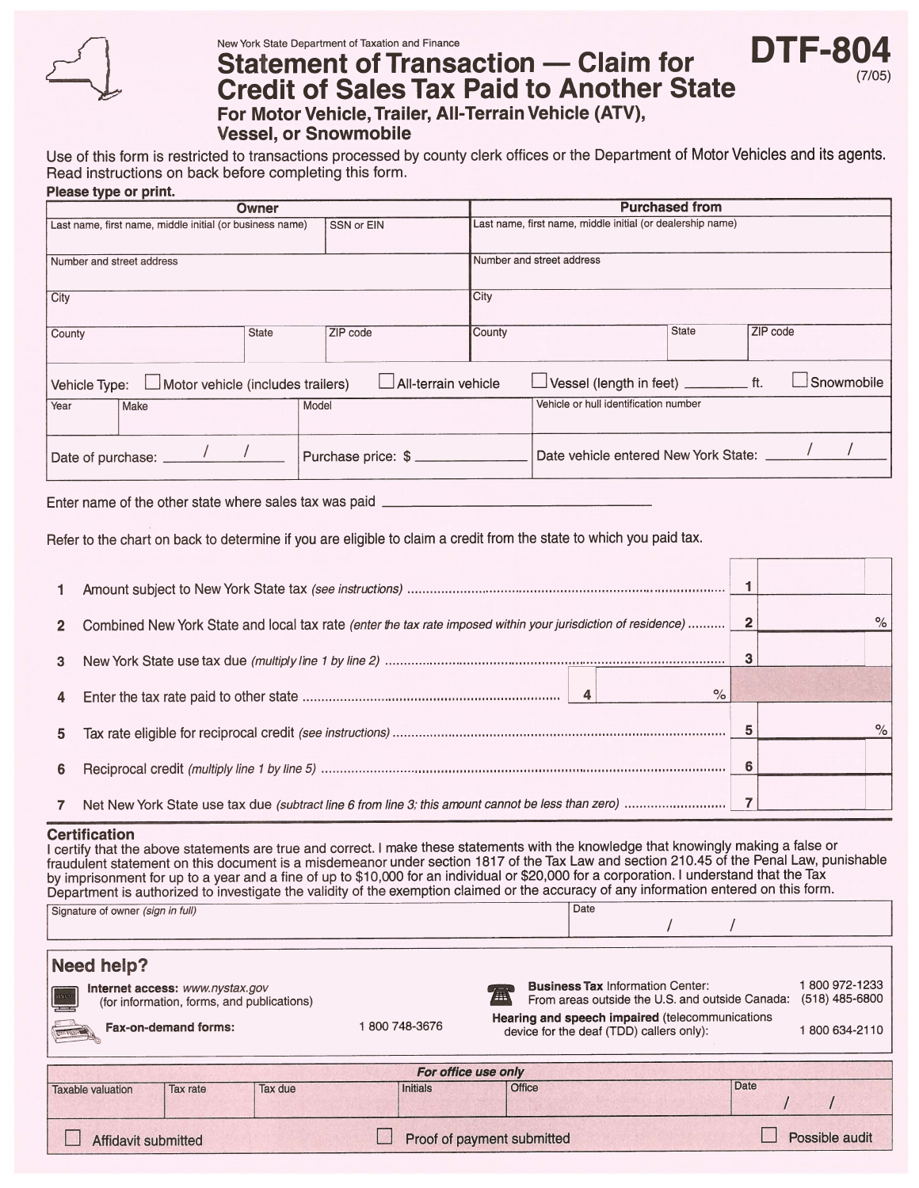New York State Department of Taxation and Finance

# Statement of Transaction — Claim for Credit of Sales Tax Paid to Another State

**DTF-804** (7/05)

## For Motor Vehicle, Trailer, All-Terrain Vehicle (ATV), Vessel, or Snowmobile

Use of this form is restricted to transactions processed by county clerk offices or the Department of Motor Vehicles and its agents. Read instructions on back before completing this form.

**Please type or print.**

| Owner | | | Purchased from | | |
|---|---|---|---|---|---|
| Last name, first name, middle initial (or business name) | | SSN or EIN | Last name, first name, middle initial (or dealership name) | | |
| Number and street address | | | Number and street address | | |
| City | | | City | | |
| County | State | ZIP code | County | State | ZIP code |

Vehicle Type: ☐ Motor vehicle (includes trailers) ☐ All-terrain vehicle ☐ Vessel (length in feet) ________ ft. ☐ Snowmobile

| Year | Make | Model | Vehicle or hull identification number |
|---|---|---|---|
| | | | |

| Date of purchase: ____/____/____ | Purchase price: $ ____________ | Date vehicle entered New York State: ____/____/____ |
|---|---|---|

Enter name of the other state where sales tax was paid ______________________________

Refer to the chart on back to determine if you are eligible to claim a credit from the state to which you paid tax.

| | | | |
|---|---|---|---|
| 1 | Amount subject to New York State tax *(see instructions)* | 1 | |
| 2 | Combined New York State and local tax rate *(enter the tax rate imposed within your jurisdiction of residence)* | 2 | % |
| 3 | New York State use tax due *(multiply line 1 by line 2)* | 3 | |
| 4 | Enter the tax rate paid to other state ........ 4 ______ % | | |
| 5 | Tax rate eligible for reciprocal credit *(see instructions)* | 5 | % |
| 6 | Reciprocal credit *(multiply line 1 by line 5)* | 6 | |
| 7 | Net New York State use tax due *(subtract line 6 from line 3; this amount cannot be less than zero)* | 7 | |

### Certification

I certify that the above statements are true and correct. I make these statements with the knowledge that knowingly making a false or fraudulent statement on this document is a misdemeanor under section 1817 of the Tax Law and section 210.45 of the Penal Law, punishable by imprisonment for up to a year and a fine of up to $10,000 for an individual or $20,000 for a corporation. I understand that the Tax Department is authorized to investigate the validity of the exemption claimed or the accuracy of any information entered on this form.

| Signature of owner *(sign in full)* | Date ____/____/____ |
|---|---|
| | |

### Need help?

**Internet access:** *www.nystax.gov* (for information, forms, and publications)

**Fax-on-demand forms:** 1 800 748-3676

**Business Tax** Information Center: 1 800 972-1233

From areas outside the U.S. and outside Canada: (518) 485-6800

**Hearing and speech impaired** (telecommunications device for the deaf (TDD) callers only): 1 800 634-2110

| *For office use only* | | | | | |
|---|---|---|---|---|---|
| Taxable valuation | Tax rate | Tax due | Initials | Office | Date ____/____/____ |
| | | | | | |

☐ Affidavit submitted ☐ Proof of payment submitted ☐ Possible audit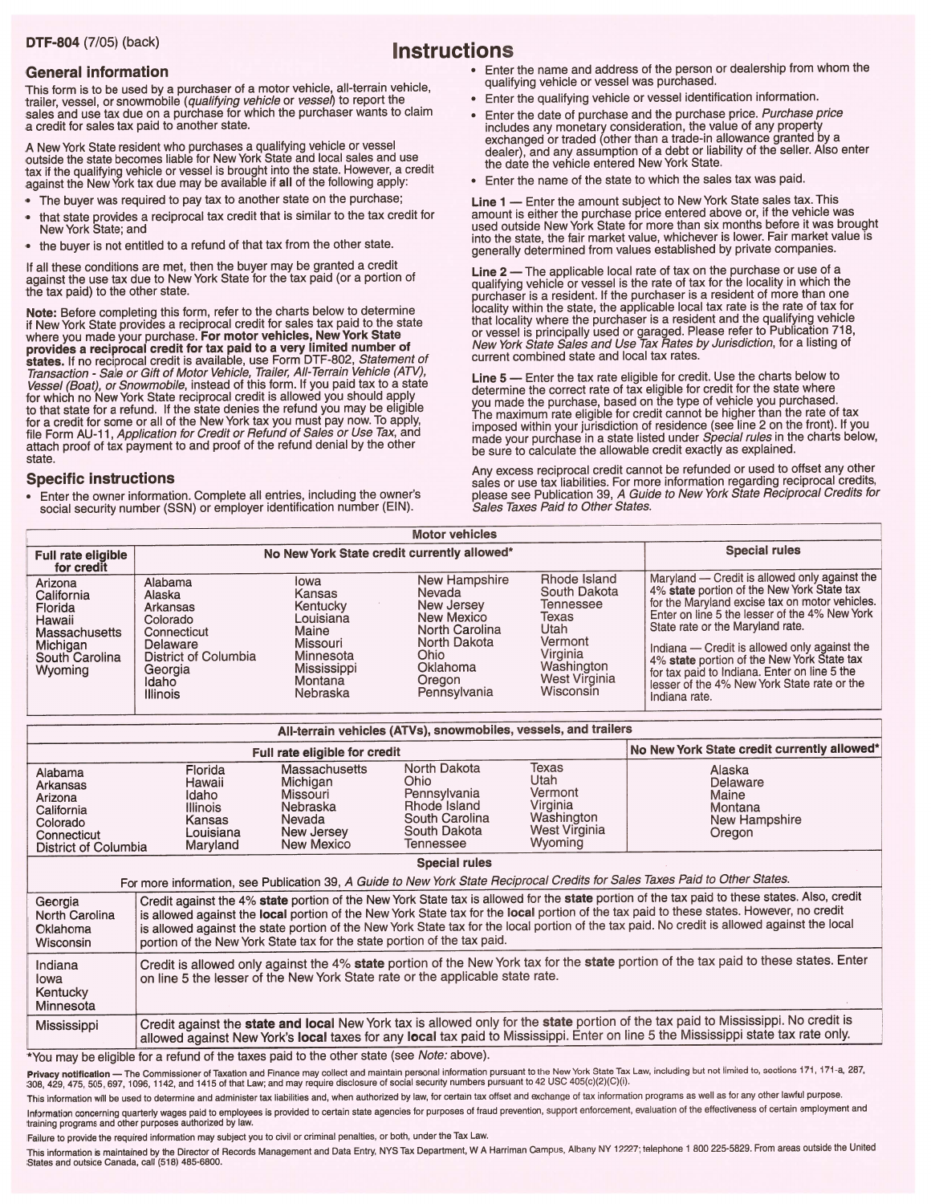DTF-804 (7/05) (back)

# Instructions

## General information

This form is to be used by a purchaser of a motor vehicle, all-terrain vehicle, trailer, vessel, or snowmobile (*qualifying vehicle* or *vessel*) to report the sales and use tax due on a purchase for which the purchaser wants to claim a credit for sales tax paid to another state.

A New York State resident who purchases a qualifying vehicle or vessel outside the state becomes liable for New York State and local sales and use tax if the qualifying vehicle or vessel is brought into the state. However, a credit against the New York tax due may be available if **all** of the following apply:

- The buyer was required to pay tax to another state on the purchase;
- that state provides a reciprocal tax credit that is similar to the tax credit for New York State; and
- the buyer is not entitled to a refund of that tax from the other state.

If all these conditions are met, then the buyer may be granted a credit against the use tax due to New York State for the tax paid (or a portion of the tax paid) to the other state.

**Note:** Before completing this form, refer to the charts below to determine if New York State provides a reciprocal credit for sales tax paid to the state where you made your purchase. **For motor vehicles, New York State provides a reciprocal credit for tax paid to a very limited number of states.** If no reciprocal credit is available, use Form DTF-802, *Statement of Transaction - Sale or Gift of Motor Vehicle, Trailer, All-Terrain Vehicle (ATV), Vessel (Boat), or Snowmobile*, instead of this form. If you paid tax to a state for which no New York State reciprocal credit is allowed you should apply to that state for a refund. If the state denies the refund you may be eligible for a credit for some or all of the New York tax you must pay now. To apply, file Form AU-11, *Application for Credit or Refund of Sales or Use Tax*, and attach proof of tax payment to and proof of the refund denial by the other state.

## Specific instructions

- Enter the owner information. Complete all entries, including the owner's social security number (SSN) or employer identification number (EIN).
- Enter the name and address of the person or dealership from whom the qualifying vehicle or vessel was purchased.
- Enter the qualifying vehicle or vessel identification information.
- Enter the date of purchase and the purchase price. *Purchase price* includes any monetary consideration, the value of any property exchanged or traded (other than a trade-in allowance granted by a dealer), and any assumption of a debt or liability of the seller. Also enter the date the vehicle entered New York State.
- Enter the name of the state to which the sales tax was paid.

**Line 1 —** Enter the amount subject to New York State sales tax. This amount is either the purchase price entered above or, if the vehicle was used outside New York State for more than six months before it was brought into the state, the fair market value, whichever is lower. Fair market value is generally determined from values established by private companies.

**Line 2 —** The applicable local rate of tax on the purchase or use of a qualifying vehicle or vessel is the rate of tax for the locality in which the purchaser is a resident. If the purchaser is a resident of more than one locality within the state, the applicable local tax rate is the rate of tax for that locality where the purchaser is a resident and the qualifying vehicle or vessel is principally used or garaged. Please refer to Publication 718, *New York State Sales and Use Tax Rates by Jurisdiction*, for a listing of current combined state and local tax rates.

**Line 5 —** Enter the tax rate eligible for credit. Use the charts below to determine the correct rate of tax eligible for credit for the state where you made the purchase, based on the type of vehicle you purchased. The maximum rate eligible for credit cannot be higher than the rate of tax imposed within your jurisdiction of residence (see line 2 on the front). If you made your purchase in a state listed under *Special rules* in the charts below, be sure to calculate the allowable credit exactly as explained.

Any excess reciprocal credit cannot be refunded or used to offset any other sales or use tax liabilities. For more information regarding reciprocal credits, please see Publication 39, *A Guide to New York State Reciprocal Credits for Sales Taxes Paid to Other States.*

**Motor vehicles**

| Full rate eligible for credit | No New York State credit currently allowed* | | | | | Special rules |
|---|---|---|---|---|---|---|
| Arizona<br>California<br>Florida<br>Hawaii<br>Massachusetts<br>Michigan<br>South Carolina<br>Wyoming | Alabama<br>Alaska<br>Arkansas<br>Colorado<br>Connecticut<br>Delaware<br>District of Columbia<br>Georgia<br>Idaho<br>Illinois | Iowa<br>Kansas<br>Kentucky<br>Louisiana<br>Maine<br>Missouri<br>Minnesota<br>Mississippi<br>Montana<br>Nebraska | New Hampshire<br>Nevada<br>New Jersey<br>New Mexico<br>North Carolina<br>North Dakota<br>Ohio<br>Oklahoma<br>Oregon<br>Pennsylvania | Rhode Island<br>South Dakota<br>Tennessee<br>Texas<br>Utah<br>Vermont<br>Virginia<br>Washington<br>West Virginia<br>Wisconsin | | Maryland — Credit is allowed only against the 4% **state** portion of the New York State tax for the Maryland excise tax on motor vehicles. Enter on line 5 the lesser of the 4% New York State rate or the Maryland rate.<br><br>Indiana — Credit is allowed only against the 4% **state** portion of the New York State tax for tax paid to Indiana. Enter on line 5 the lesser of the 4% New York State rate or the Indiana rate. |

**All-terrain vehicles (ATVs), snowmobiles, vessels, and trailers**

| Full rate eligible for credit | | | | | No New York State credit currently allowed* |
|---|---|---|---|---|---|
| Alabama<br>Arkansas<br>Arizona<br>California<br>Colorado<br>Connecticut<br>District of Columbia | Florida<br>Hawaii<br>Idaho<br>Illinois<br>Kansas<br>Louisiana<br>Maryland | Massachusetts<br>Michigan<br>Missouri<br>Nebraska<br>Nevada<br>New Jersey<br>New Mexico | North Dakota<br>Ohio<br>Pennsylvania<br>Rhode Island<br>South Carolina<br>South Dakota<br>Tennessee | Texas<br>Utah<br>Vermont<br>Virginia<br>Washington<br>West Virginia<br>Wyoming | Alaska<br>Delaware<br>Maine<br>Montana<br>New Hampshire<br>Oregon |

**Special rules**

For more information, see Publication 39, *A Guide to New York State Reciprocal Credits for Sales Taxes Paid to Other States.*

| | |
|---|---|
| Georgia<br>North Carolina<br>Oklahoma<br>Wisconsin | Credit against the 4% **state** portion of the New York State tax is allowed for the **state** portion of the tax paid to these states. Also, credit is allowed against the **local** portion of the New York State tax for the **local** portion of the tax paid to these states. However, no credit is allowed against the state portion of the New York State tax for the local portion of the tax paid. No credit is allowed against the local portion of the New York State tax for the state portion of the tax paid. |
| Indiana<br>Iowa<br>Kentucky<br>Minnesota | Credit is allowed only against the 4% **state** portion of the New York tax for the **state** portion of the tax paid to these states. Enter on line 5 the lesser of the New York State rate or the applicable state rate. |
| Mississippi | Credit against the **state and local** New York tax is allowed only for the **state** portion of the tax paid to Mississippi. No credit is allowed against New York's **local** taxes for any **local** tax paid to Mississippi. Enter on line 5 the Mississippi state tax rate only. |

*You may be eligible for a refund of the taxes paid to the other state (see *Note:* above).

**Privacy notification —** The Commissioner of Taxation and Finance may collect and maintain personal information pursuant to the New York State Tax Law, including but not limited to, sections 171, 171-a, 287, 308, 429, 475, 505, 697, 1096, 1142, and 1415 of that Law; and may require disclosure of social security numbers pursuant to 42 USC 405(c)(2)(C)(i).

This information will be used to determine and administer tax liabilities and, when authorized by law, for certain tax offset and exchange of tax information programs as well as for any other lawful purpose.

Information concerning quarterly wages paid to employees is provided to certain state agencies for purposes of fraud prevention, support enforcement, evaluation of the effectiveness of certain employment and training programs and other purposes authorized by law.

Failure to provide the required information may subject you to civil or criminal penalties, or both, under the Tax Law.

This information is maintained by the Director of Records Management and Data Entry, NYS Tax Department, W A Harriman Campus, Albany NY 12227; telephone 1 800 225-5829. From areas outside the United States and outside Canada, call (518) 485-6800.